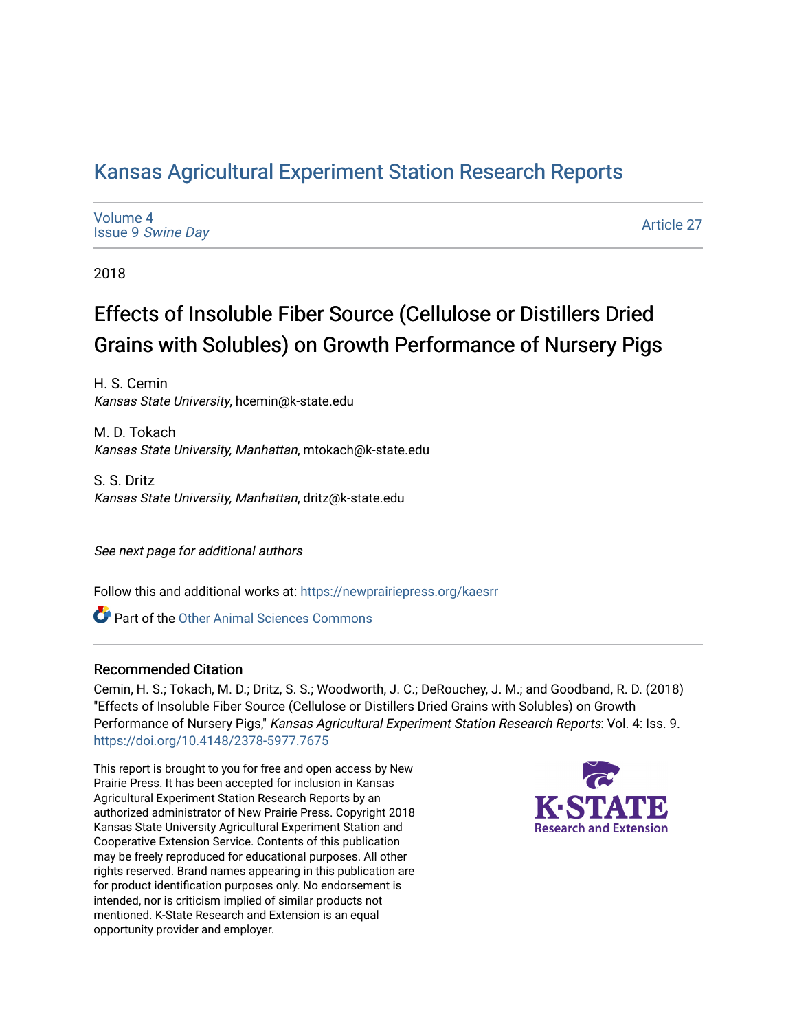# Kansas Agricultural Experiment Station Research Reports

Volume 4
Issue 9 *Swine Day*

Article 27

2018

## Effects of Insoluble Fiber Source (Cellulose or Distillers Dried Grains with Solubles) on Growth Performance of Nursery Pigs

H. S. Cemin
*Kansas State University*, hcemin@k-state.edu

M. D. Tokach
*Kansas State University, Manhattan*, mtokach@k-state.edu

S. S. Dritz
*Kansas State University, Manhattan*, dritz@k-state.edu

*See next page for additional authors*

Follow this and additional works at: https://newprairiepress.org/kaesrr

Part of the Other Animal Sciences Commons

### Recommended Citation

Cemin, H. S.; Tokach, M. D.; Dritz, S. S.; Woodworth, J. C.; DeRouchey, J. M.; and Goodband, R. D. (2018) "Effects of Insoluble Fiber Source (Cellulose or Distillers Dried Grains with Solubles) on Growth Performance of Nursery Pigs," *Kansas Agricultural Experiment Station Research Reports*: Vol. 4: Iss. 9. https://doi.org/10.4148/2378-5977.7675

This report is brought to you for free and open access by New Prairie Press. It has been accepted for inclusion in Kansas Agricultural Experiment Station Research Reports by an authorized administrator of New Prairie Press. Copyright 2018 Kansas State University Agricultural Experiment Station and Cooperative Extension Service. Contents of this publication may be freely reproduced for educational purposes. All other rights reserved. Brand names appearing in this publication are for product identification purposes only. No endorsement is intended, nor is criticism implied of similar products not mentioned. K-State Research and Extension is an equal opportunity provider and employer.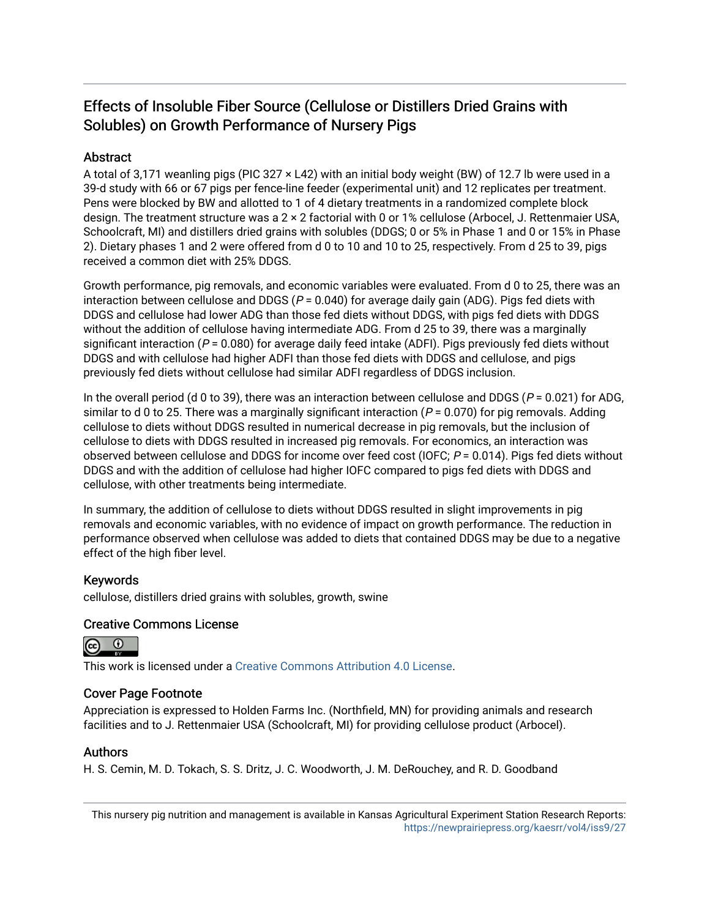# Effects of Insoluble Fiber Source (Cellulose or Distillers Dried Grains with Solubles) on Growth Performance of Nursery Pigs

## Abstract

A total of 3,171 weanling pigs (PIC 327 × L42) with an initial body weight (BW) of 12.7 lb were used in a 39-d study with 66 or 67 pigs per fence-line feeder (experimental unit) and 12 replicates per treatment. Pens were blocked by BW and allotted to 1 of 4 dietary treatments in a randomized complete block design. The treatment structure was a 2 × 2 factorial with 0 or 1% cellulose (Arbocel, J. Rettenmaier USA, Schoolcraft, MI) and distillers dried grains with solubles (DDGS; 0 or 5% in Phase 1 and 0 or 15% in Phase 2). Dietary phases 1 and 2 were offered from d 0 to 10 and 10 to 25, respectively. From d 25 to 39, pigs received a common diet with 25% DDGS.

Growth performance, pig removals, and economic variables were evaluated. From d 0 to 25, there was an interaction between cellulose and DDGS ($P = 0.040$) for average daily gain (ADG). Pigs fed diets with DDGS and cellulose had lower ADG than those fed diets without DDGS, with pigs fed diets with DDGS without the addition of cellulose having intermediate ADG. From d 25 to 39, there was a marginally significant interaction ($P = 0.080$) for average daily feed intake (ADFI). Pigs previously fed diets without DDGS and with cellulose had higher ADFI than those fed diets with DDGS and cellulose, and pigs previously fed diets without cellulose had similar ADFI regardless of DDGS inclusion.

In the overall period (d 0 to 39), there was an interaction between cellulose and DDGS ($P = 0.021$) for ADG, similar to d 0 to 25. There was a marginally significant interaction ($P = 0.070$) for pig removals. Adding cellulose to diets without DDGS resulted in numerical decrease in pig removals, but the inclusion of cellulose to diets with DDGS resulted in increased pig removals. For economics, an interaction was observed between cellulose and DDGS for income over feed cost (IOFC; $P = 0.014$). Pigs fed diets without DDGS and with the addition of cellulose had higher IOFC compared to pigs fed diets with DDGS and cellulose, with other treatments being intermediate.

In summary, the addition of cellulose to diets without DDGS resulted in slight improvements in pig removals and economic variables, with no evidence of impact on growth performance. The reduction in performance observed when cellulose was added to diets that contained DDGS may be due to a negative effect of the high fiber level.

## Keywords

cellulose, distillers dried grains with solubles, growth, swine

## Creative Commons License

This work is licensed under a Creative Commons Attribution 4.0 License.

## Cover Page Footnote

Appreciation is expressed to Holden Farms Inc. (Northfield, MN) for providing animals and research facilities and to J. Rettenmaier USA (Schoolcraft, MI) for providing cellulose product (Arbocel).

## Authors

H. S. Cemin, M. D. Tokach, S. S. Dritz, J. C. Woodworth, J. M. DeRouchey, and R. D. Goodband

This nursery pig nutrition and management is available in Kansas Agricultural Experiment Station Research Reports: https://newprairiepress.org/kaesrr/vol4/iss9/27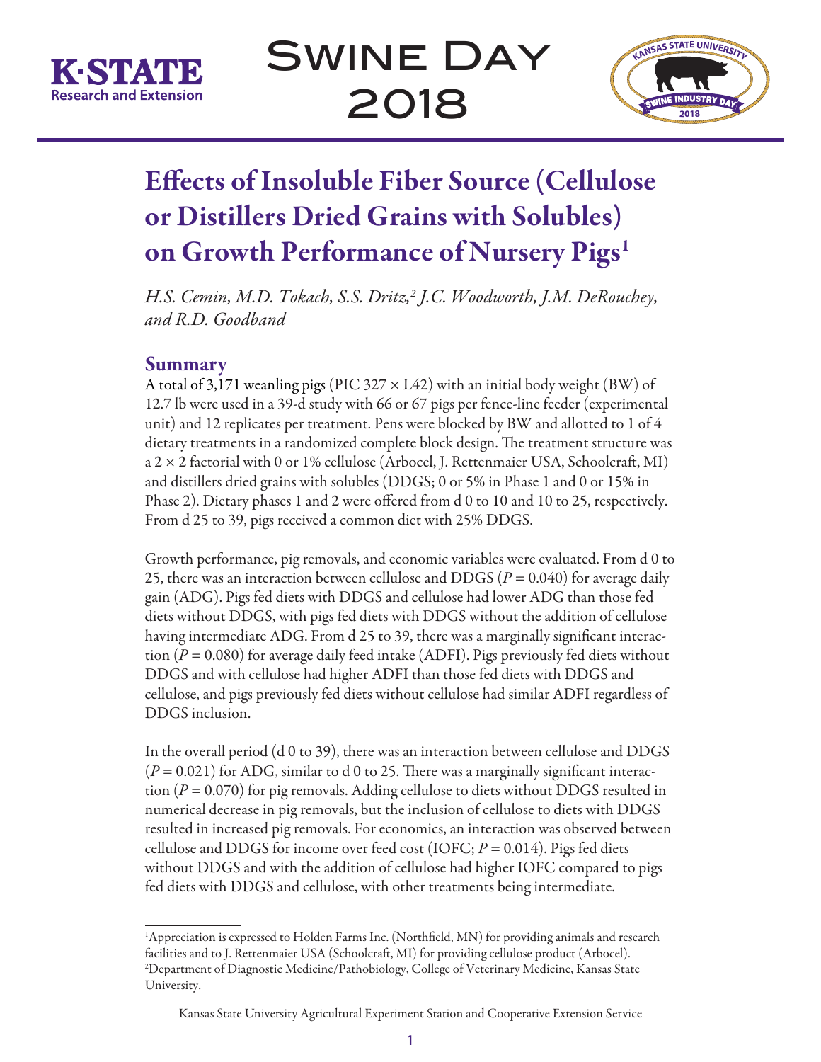# Effects of Insoluble Fiber Source (Cellulose or Distillers Dried Grains with Solubles) on Growth Performance of Nursery Pigs[1]

*H.S. Cemin, M.D. Tokach, S.S. Dritz,[2] J.C. Woodworth, J.M. DeRouchey, and R.D. Goodband*

## Summary

A total of 3,171 weanling pigs (PIC 327 × L42) with an initial body weight (BW) of 12.7 lb were used in a 39-d study with 66 or 67 pigs per fence-line feeder (experimental unit) and 12 replicates per treatment. Pens were blocked by BW and allotted to 1 of 4 dietary treatments in a randomized complete block design. The treatment structure was a 2 × 2 factorial with 0 or 1% cellulose (Arbocel, J. Rettenmaier USA, Schoolcraft, MI) and distillers dried grains with solubles (DDGS; 0 or 5% in Phase 1 and 0 or 15% in Phase 2). Dietary phases 1 and 2 were offered from d 0 to 10 and 10 to 25, respectively. From d 25 to 39, pigs received a common diet with 25% DDGS.

Growth performance, pig removals, and economic variables were evaluated. From d 0 to 25, there was an interaction between cellulose and DDGS ($P = 0.040$) for average daily gain (ADG). Pigs fed diets with DDGS and cellulose had lower ADG than those fed diets without DDGS, with pigs fed diets with DDGS without the addition of cellulose having intermediate ADG. From d 25 to 39, there was a marginally significant interaction ($P = 0.080$) for average daily feed intake (ADFI). Pigs previously fed diets without DDGS and with cellulose had higher ADFI than those fed diets with DDGS and cellulose, and pigs previously fed diets without cellulose had similar ADFI regardless of DDGS inclusion.

In the overall period (d 0 to 39), there was an interaction between cellulose and DDGS ($P = 0.021$) for ADG, similar to d 0 to 25. There was a marginally significant interaction ($P = 0.070$) for pig removals. Adding cellulose to diets without DDGS resulted in numerical decrease in pig removals, but the inclusion of cellulose to diets with DDGS resulted in increased pig removals. For economics, an interaction was observed between cellulose and DDGS for income over feed cost (IOFC; $P = 0.014$). Pigs fed diets without DDGS and with the addition of cellulose had higher IOFC compared to pigs fed diets with DDGS and cellulose, with other treatments being intermediate.

---

[1]Appreciation is expressed to Holden Farms Inc. (Northfield, MN) for providing animals and research facilities and to J. Rettenmaier USA (Schoolcraft, MI) for providing cellulose product (Arbocel).
[2]Department of Diagnostic Medicine/Pathobiology, College of Veterinary Medicine, Kansas State University.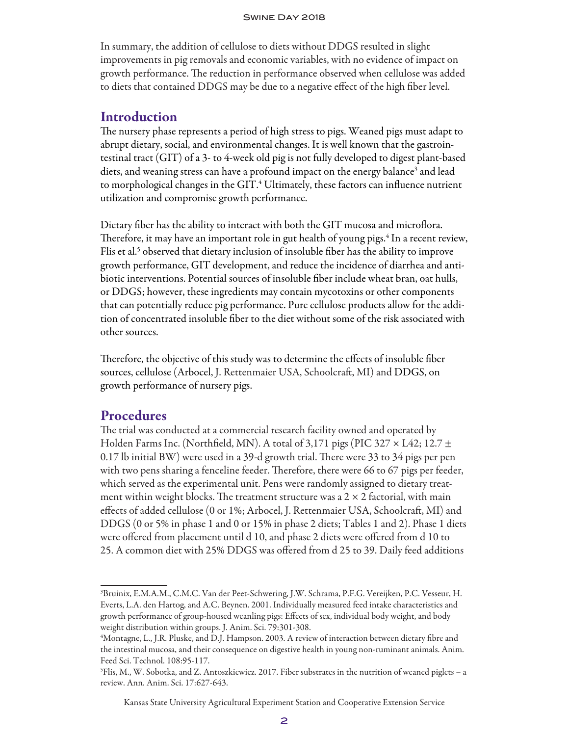In summary, the addition of cellulose to diets without DDGS resulted in slight improvements in pig removals and economic variables, with no evidence of impact on growth performance. The reduction in performance observed when cellulose was added to diets that contained DDGS may be due to a negative effect of the high fiber level.

## Introduction

The nursery phase represents a period of high stress to pigs. Weaned pigs must adapt to abrupt dietary, social, and environmental changes. It is well known that the gastrointestinal tract (GIT) of a 3- to 4-week old pig is not fully developed to digest plant-based diets, and weaning stress can have a profound impact on the energy balance[3] and lead to morphological changes in the GIT.[4] Ultimately, these factors can influence nutrient utilization and compromise growth performance.

Dietary fiber has the ability to interact with both the GIT mucosa and microflora. Therefore, it may have an important role in gut health of young pigs.[4] In a recent review, Flis et al.[5] observed that dietary inclusion of insoluble fiber has the ability to improve growth performance, GIT development, and reduce the incidence of diarrhea and antibiotic interventions. Potential sources of insoluble fiber include wheat bran, oat hulls, or DDGS; however, these ingredients may contain mycotoxins or other components that can potentially reduce pig performance. Pure cellulose products allow for the addition of concentrated insoluble fiber to the diet without some of the risk associated with other sources.

Therefore, the objective of this study was to determine the effects of insoluble fiber sources, cellulose (Arbocel, J. Rettenmaier USA, Schoolcraft, MI) and DDGS, on growth performance of nursery pigs.

## Procedures

The trial was conducted at a commercial research facility owned and operated by Holden Farms Inc. (Northfield, MN). A total of 3,171 pigs (PIC 327 × L42; 12.7 ± 0.17 lb initial BW) were used in a 39-d growth trial. There were 33 to 34 pigs per pen with two pens sharing a fenceline feeder. Therefore, there were 66 to 67 pigs per feeder, which served as the experimental unit. Pens were randomly assigned to dietary treatment within weight blocks. The treatment structure was a 2 × 2 factorial, with main effects of added cellulose (0 or 1%; Arbocel, J. Rettenmaier USA, Schoolcraft, MI) and DDGS (0 or 5% in phase 1 and 0 or 15% in phase 2 diets; Tables 1 and 2). Phase 1 diets were offered from placement until d 10, and phase 2 diets were offered from d 10 to 25. A common diet with 25% DDGS was offered from d 25 to 39. Daily feed additions

[3]Bruinix, E.M.A.M., C.M.C. Van der Peet-Schwering, J.W. Schrama, P.F.G. Vereijken, P.C. Vesseur, H. Everts, L.A. den Hartog, and A.C. Beynen. 2001. Individually measured feed intake characteristics and growth performance of group-housed weanling pigs: Effects of sex, individual body weight, and body weight distribution within groups. J. Anim. Sci. 79:301-308.

[4]Montagne, L., J.R. Pluske, and D.J. Hampson. 2003. A review of interaction between dietary fibre and the intestinal mucosa, and their consequence on digestive health in young non-ruminant animals. Anim. Feed Sci. Technol. 108:95-117.

[5]Flis, M., W. Sobotka, and Z. Antoszkiewicz. 2017. Fiber substrates in the nutrition of weaned piglets – a review. Ann. Anim. Sci. 17:627-643.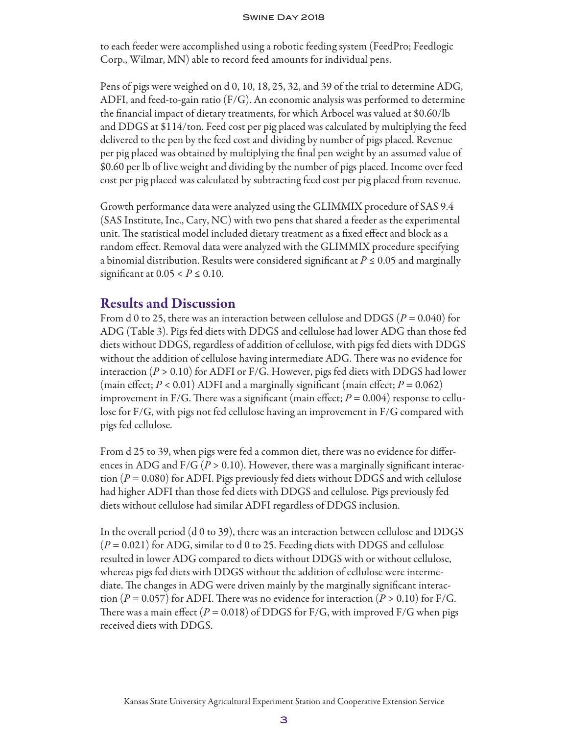to each feeder were accomplished using a robotic feeding system (FeedPro; Feedlogic Corp., Wilmar, MN) able to record feed amounts for individual pens.

Pens of pigs were weighed on d 0, 10, 18, 25, 32, and 39 of the trial to determine ADG, ADFI, and feed-to-gain ratio (F/G). An economic analysis was performed to determine the financial impact of dietary treatments, for which Arbocel was valued at $0.60/lb and DDGS at $114/ton. Feed cost per pig placed was calculated by multiplying the feed delivered to the pen by the feed cost and dividing by number of pigs placed. Revenue per pig placed was obtained by multiplying the final pen weight by an assumed value of $0.60 per lb of live weight and dividing by the number of pigs placed. Income over feed cost per pig placed was calculated by subtracting feed cost per pig placed from revenue.

Growth performance data were analyzed using the GLIMMIX procedure of SAS 9.4 (SAS Institute, Inc., Cary, NC) with two pens that shared a feeder as the experimental unit. The statistical model included dietary treatment as a fixed effect and block as a random effect. Removal data were analyzed with the GLIMMIX procedure specifying a binomial distribution. Results were considered significant at $P \leq 0.05$ and marginally significant at $0.05 < P \leq 0.10$.

## Results and Discussion

From d 0 to 25, there was an interaction between cellulose and DDGS ($P = 0.040$) for ADG (Table 3). Pigs fed diets with DDGS and cellulose had lower ADG than those fed diets without DDGS, regardless of addition of cellulose, with pigs fed diets with DDGS without the addition of cellulose having intermediate ADG. There was no evidence for interaction ($P > 0.10$) for ADFI or F/G. However, pigs fed diets with DDGS had lower (main effect; $P < 0.01$) ADFI and a marginally significant (main effect; $P = 0.062$) improvement in F/G. There was a significant (main effect; $P = 0.004$) response to cellulose for F/G, with pigs not fed cellulose having an improvement in F/G compared with pigs fed cellulose.

From d 25 to 39, when pigs were fed a common diet, there was no evidence for differences in ADG and F/G ($P > 0.10$). However, there was a marginally significant interaction ($P = 0.080$) for ADFI. Pigs previously fed diets without DDGS and with cellulose had higher ADFI than those fed diets with DDGS and cellulose. Pigs previously fed diets without cellulose had similar ADFI regardless of DDGS inclusion.

In the overall period (d 0 to 39), there was an interaction between cellulose and DDGS ($P = 0.021$) for ADG, similar to d 0 to 25. Feeding diets with DDGS and cellulose resulted in lower ADG compared to diets without DDGS with or without cellulose, whereas pigs fed diets with DDGS without the addition of cellulose were intermediate. The changes in ADG were driven mainly by the marginally significant interaction ($P = 0.057$) for ADFI. There was no evidence for interaction ($P > 0.10$) for F/G. There was a main effect ($P = 0.018$) of DDGS for F/G, with improved F/G when pigs received diets with DDGS.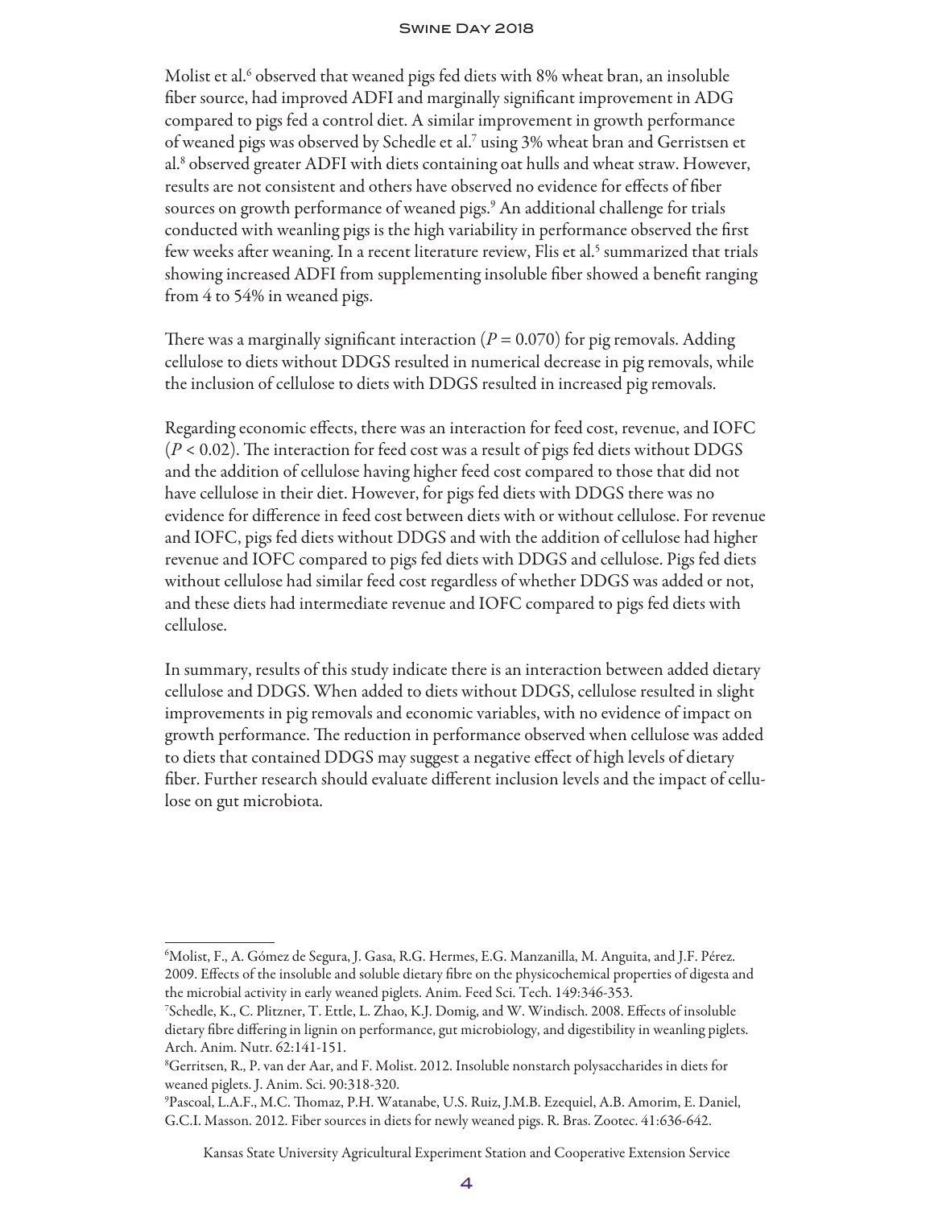Molist et al.[6] observed that weaned pigs fed diets with 8% wheat bran, an insoluble fiber source, had improved ADFI and marginally significant improvement in ADG compared to pigs fed a control diet. A similar improvement in growth performance of weaned pigs was observed by Schedle et al.[7] using 3% wheat bran and Gerristsen et al.[8] observed greater ADFI with diets containing oat hulls and wheat straw. However, results are not consistent and others have observed no evidence for effects of fiber sources on growth performance of weaned pigs.[9] An additional challenge for trials conducted with weanling pigs is the high variability in performance observed the first few weeks after weaning. In a recent literature review, Flis et al.[5] summarized that trials showing increased ADFI from supplementing insoluble fiber showed a benefit ranging from 4 to 54% in weaned pigs.

There was a marginally significant interaction ($P = 0.070$) for pig removals. Adding cellulose to diets without DDGS resulted in numerical decrease in pig removals, while the inclusion of cellulose to diets with DDGS resulted in increased pig removals.

Regarding economic effects, there was an interaction for feed cost, revenue, and IOFC ($P < 0.02$). The interaction for feed cost was a result of pigs fed diets without DDGS and the addition of cellulose having higher feed cost compared to those that did not have cellulose in their diet. However, for pigs fed diets with DDGS there was no evidence for difference in feed cost between diets with or without cellulose. For revenue and IOFC, pigs fed diets without DDGS and with the addition of cellulose had higher revenue and IOFC compared to pigs fed diets with DDGS and cellulose. Pigs fed diets without cellulose had similar feed cost regardless of whether DDGS was added or not, and these diets had intermediate revenue and IOFC compared to pigs fed diets with cellulose.

In summary, results of this study indicate there is an interaction between added dietary cellulose and DDGS. When added to diets without DDGS, cellulose resulted in slight improvements in pig removals and economic variables, with no evidence of impact on growth performance. The reduction in performance observed when cellulose was added to diets that contained DDGS may suggest a negative effect of high levels of dietary fiber. Further research should evaluate different inclusion levels and the impact of cellulose on gut microbiota.

---

[6]Molist, F., A. Gómez de Segura, J. Gasa, R.G. Hermes, E.G. Manzanilla, M. Anguita, and J.F. Pérez. 2009. Effects of the insoluble and soluble dietary fibre on the physicochemical properties of digesta and the microbial activity in early weaned piglets. Anim. Feed Sci. Tech. 149:346-353.

[7]Schedle, K., C. Plitzner, T. Ettle, L. Zhao, K.J. Domig, and W. Windisch. 2008. Effects of insoluble dietary fibre differing in lignin on performance, gut microbiology, and digestibility in weanling piglets. Arch. Anim. Nutr. 62:141-151.

[8]Gerritsen, R., P. van der Aar, and F. Molist. 2012. Insoluble nonstarch polysaccharides in diets for weaned piglets. J. Anim. Sci. 90:318-320.

[9]Pascoal, L.A.F., M.C. Thomaz, P.H. Watanabe, U.S. Ruiz, J.M.B. Ezequiel, A.B. Amorim, E. Daniel, G.C.I. Masson. 2012. Fiber sources in diets for newly weaned pigs. R. Bras. Zootec. 41:636-642.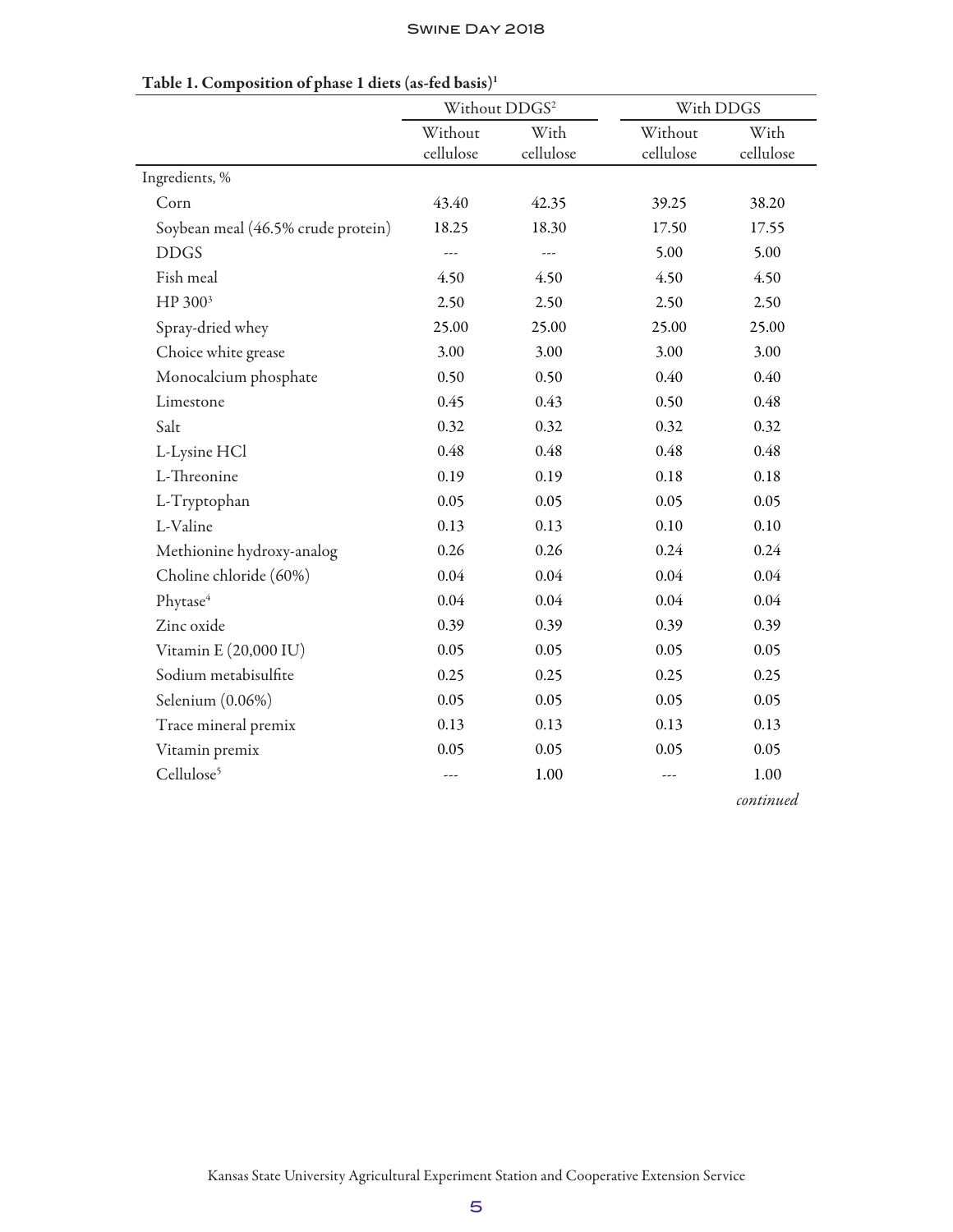**Table 1. Composition of phase 1 diets (as-fed basis)[1]**

| | Without DDGS[2] | | With DDGS | |
|---|---|---|---|---|
| | Without cellulose | With cellulose | Without cellulose | With cellulose |
| Ingredients, % | | | | |
| Corn | 43.40 | 42.35 | 39.25 | 38.20 |
| Soybean meal (46.5% crude protein) | 18.25 | 18.30 | 17.50 | 17.55 |
| DDGS | --- | --- | 5.00 | 5.00 |
| Fish meal | 4.50 | 4.50 | 4.50 | 4.50 |
| HP 300[3] | 2.50 | 2.50 | 2.50 | 2.50 |
| Spray-dried whey | 25.00 | 25.00 | 25.00 | 25.00 |
| Choice white grease | 3.00 | 3.00 | 3.00 | 3.00 |
| Monocalcium phosphate | 0.50 | 0.50 | 0.40 | 0.40 |
| Limestone | 0.45 | 0.43 | 0.50 | 0.48 |
| Salt | 0.32 | 0.32 | 0.32 | 0.32 |
| L-Lysine HCl | 0.48 | 0.48 | 0.48 | 0.48 |
| L-Threonine | 0.19 | 0.19 | 0.18 | 0.18 |
| L-Tryptophan | 0.05 | 0.05 | 0.05 | 0.05 |
| L-Valine | 0.13 | 0.13 | 0.10 | 0.10 |
| Methionine hydroxy-analog | 0.26 | 0.26 | 0.24 | 0.24 |
| Choline chloride (60%) | 0.04 | 0.04 | 0.04 | 0.04 |
| Phytase[4] | 0.04 | 0.04 | 0.04 | 0.04 |
| Zinc oxide | 0.39 | 0.39 | 0.39 | 0.39 |
| Vitamin E (20,000 IU) | 0.05 | 0.05 | 0.05 | 0.05 |
| Sodium metabisulfite | 0.25 | 0.25 | 0.25 | 0.25 |
| Selenium (0.06%) | 0.05 | 0.05 | 0.05 | 0.05 |
| Trace mineral premix | 0.13 | 0.13 | 0.13 | 0.13 |
| Vitamin premix | 0.05 | 0.05 | 0.05 | 0.05 |
| Cellulose[5] | --- | 1.00 | --- | 1.00 |

*continued*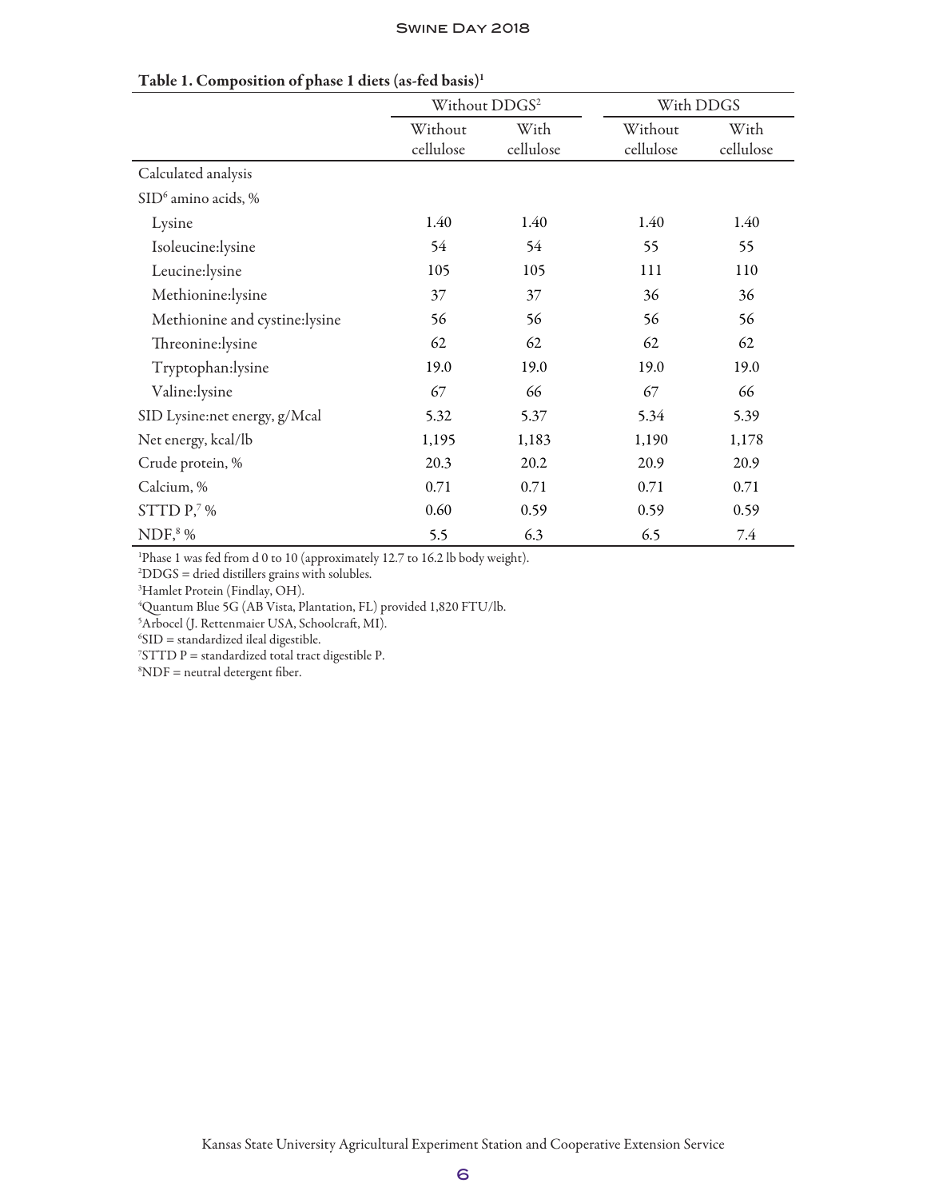**Table 1. Composition of phase 1 diets (as-fed basis)[1]**

| | Without DDGS[2] | | With DDGS | |
|---|---|---|---|---|
| | Without cellulose | With cellulose | Without cellulose | With cellulose |
| Calculated analysis | | | | |
| SID[6] amino acids, % | | | | |
| Lysine | 1.40 | 1.40 | 1.40 | 1.40 |
| Isoleucine:lysine | 54 | 54 | 55 | 55 |
| Leucine:lysine | 105 | 105 | 111 | 110 |
| Methionine:lysine | 37 | 37 | 36 | 36 |
| Methionine and cystine:lysine | 56 | 56 | 56 | 56 |
| Threonine:lysine | 62 | 62 | 62 | 62 |
| Tryptophan:lysine | 19.0 | 19.0 | 19.0 | 19.0 |
| Valine:lysine | 67 | 66 | 67 | 66 |
| SID Lysine:net energy, g/Mcal | 5.32 | 5.37 | 5.34 | 5.39 |
| Net energy, kcal/lb | 1,195 | 1,183 | 1,190 | 1,178 |
| Crude protein, % | 20.3 | 20.2 | 20.9 | 20.9 |
| Calcium, % | 0.71 | 0.71 | 0.71 | 0.71 |
| STTD P,[7] % | 0.60 | 0.59 | 0.59 | 0.59 |
| NDF,[8] % | 5.5 | 6.3 | 6.5 | 7.4 |

[1]Phase 1 was fed from d 0 to 10 (approximately 12.7 to 16.2 lb body weight).
[2]DDGS = dried distillers grains with solubles.
[3]Hamlet Protein (Findlay, OH).
[4]Quantum Blue 5G (AB Vista, Plantation, FL) provided 1,820 FTU/lb.
[5]Arbocel (J. Rettenmaier USA, Schoolcraft, MI).
[6]SID = standardized ileal digestible.
[7]STTD P = standardized total tract digestible P.
[8]NDF = neutral detergent fiber.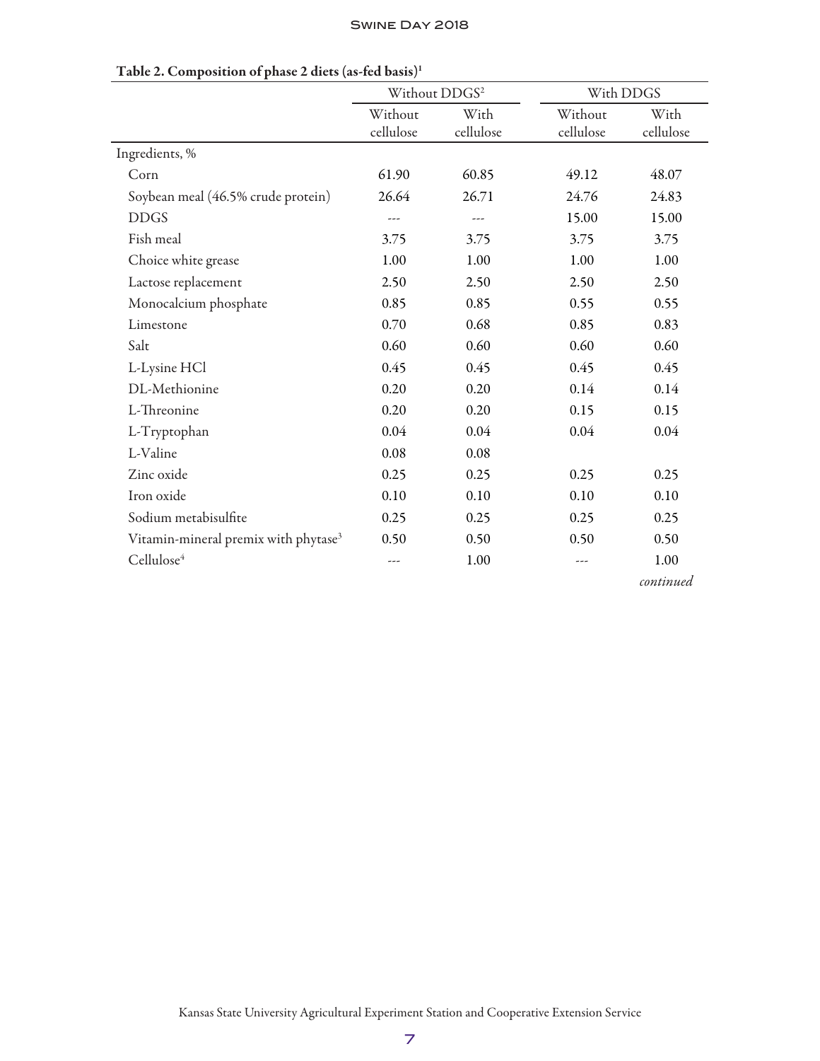**Table 2. Composition of phase 2 diets (as-fed basis)[1]**

| | Without DDGS[2] | | With DDGS | |
|---|---|---|---|---|
| | Without cellulose | With cellulose | Without cellulose | With cellulose |
| Ingredients, % | | | | |
| Corn | 61.90 | 60.85 | 49.12 | 48.07 |
| Soybean meal (46.5% crude protein) | 26.64 | 26.71 | 24.76 | 24.83 |
| DDGS | --- | --- | 15.00 | 15.00 |
| Fish meal | 3.75 | 3.75 | 3.75 | 3.75 |
| Choice white grease | 1.00 | 1.00 | 1.00 | 1.00 |
| Lactose replacement | 2.50 | 2.50 | 2.50 | 2.50 |
| Monocalcium phosphate | 0.85 | 0.85 | 0.55 | 0.55 |
| Limestone | 0.70 | 0.68 | 0.85 | 0.83 |
| Salt | 0.60 | 0.60 | 0.60 | 0.60 |
| L-Lysine HCl | 0.45 | 0.45 | 0.45 | 0.45 |
| DL-Methionine | 0.20 | 0.20 | 0.14 | 0.14 |
| L-Threonine | 0.20 | 0.20 | 0.15 | 0.15 |
| L-Tryptophan | 0.04 | 0.04 | 0.04 | 0.04 |
| L-Valine | 0.08 | 0.08 | | |
| Zinc oxide | 0.25 | 0.25 | 0.25 | 0.25 |
| Iron oxide | 0.10 | 0.10 | 0.10 | 0.10 |
| Sodium metabisulfite | 0.25 | 0.25 | 0.25 | 0.25 |
| Vitamin-mineral premix with phytase[3] | 0.50 | 0.50 | 0.50 | 0.50 |
| Cellulose[4] | --- | 1.00 | --- | 1.00 |

*continued*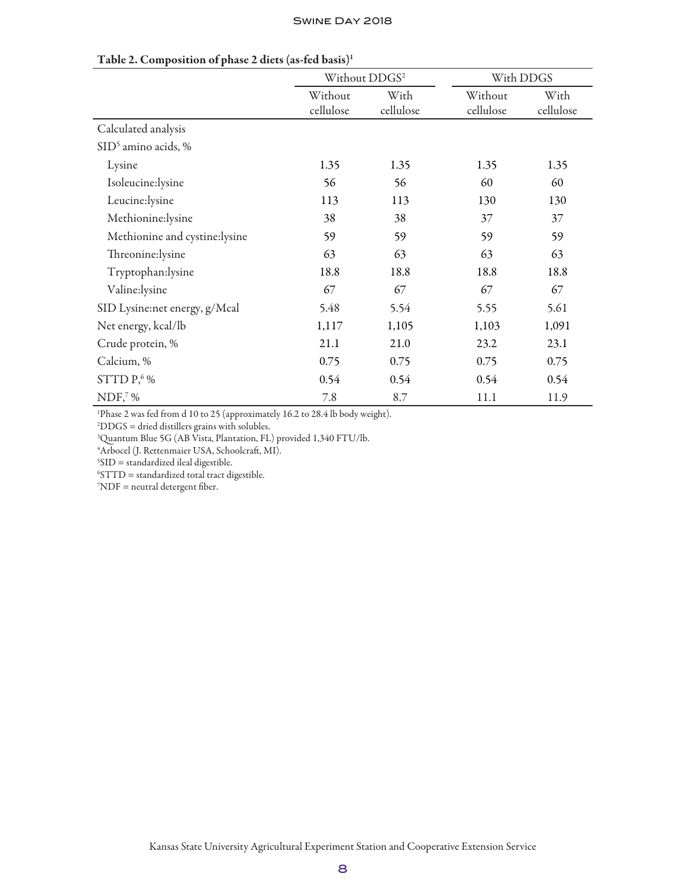**Table 2. Composition of phase 2 diets (as-fed basis)[1]**

| | Without DDGS[2] | | With DDGS | |
|---|---|---|---|---|
| | Without cellulose | With cellulose | Without cellulose | With cellulose |
| Calculated analysis | | | | |
| SID[5] amino acids, % | | | | |
| Lysine | 1.35 | 1.35 | 1.35 | 1.35 |
| Isoleucine:lysine | 56 | 56 | 60 | 60 |
| Leucine:lysine | 113 | 113 | 130 | 130 |
| Methionine:lysine | 38 | 38 | 37 | 37 |
| Methionine and cystine:lysine | 59 | 59 | 59 | 59 |
| Threonine:lysine | 63 | 63 | 63 | 63 |
| Tryptophan:lysine | 18.8 | 18.8 | 18.8 | 18.8 |
| Valine:lysine | 67 | 67 | 67 | 67 |
| SID Lysine:net energy, g/Mcal | 5.48 | 5.54 | 5.55 | 5.61 |
| Net energy, kcal/lb | 1,117 | 1,105 | 1,103 | 1,091 |
| Crude protein, % | 21.1 | 21.0 | 23.2 | 23.1 |
| Calcium, % | 0.75 | 0.75 | 0.75 | 0.75 |
| STTD P,[6] % | 0.54 | 0.54 | 0.54 | 0.54 |
| NDF,[7] % | 7.8 | 8.7 | 11.1 | 11.9 |

[1]Phase 2 was fed from d 10 to 25 (approximately 16.2 to 28.4 lb body weight).
[2]DDGS = dried distillers grains with solubles.
[3]Quantum Blue 5G (AB Vista, Plantation, FL) provided 1,340 FTU/lb.
[4]Arbocel (J. Rettenmaier USA, Schoolcraft, MI).
[5]SID = standardized ileal digestible.
[6]STTD = standardized total tract digestible.
[7]NDF = neutral detergent fiber.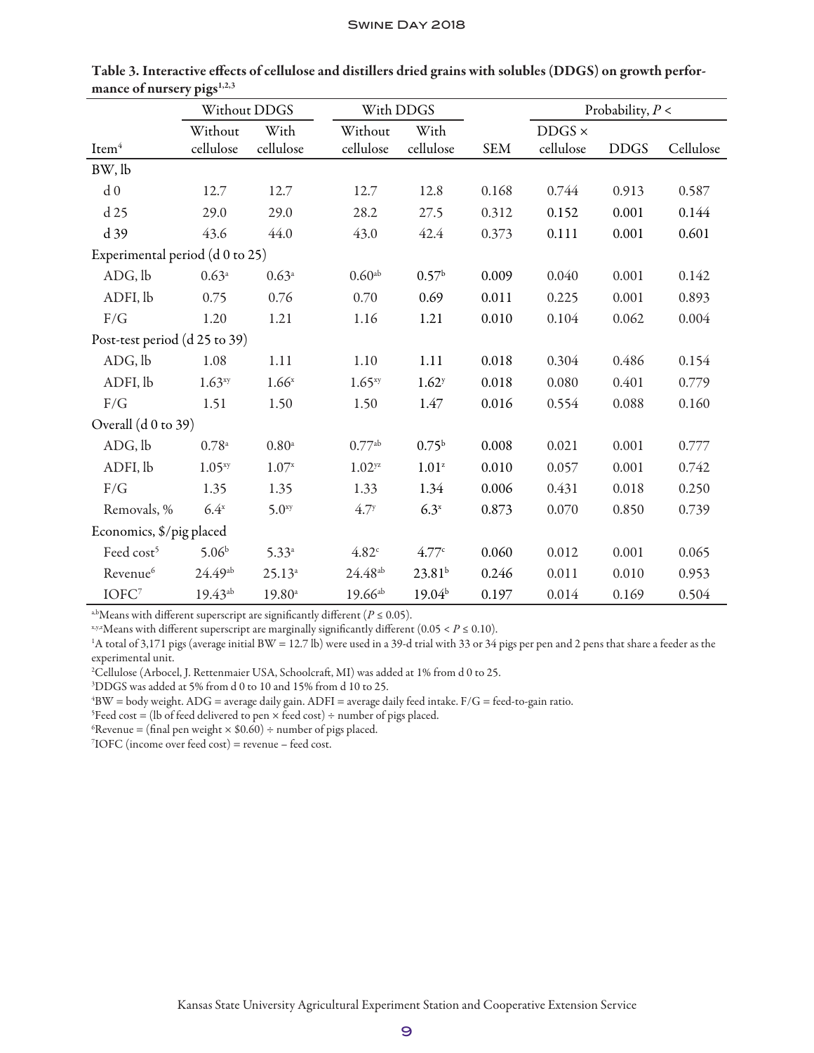**Table 3. Interactive effects of cellulose and distillers dried grains with solubles (DDGS) on growth performance of nursery pigs[1,2,3]**

| | Without DDGS | | With DDGS | | | Probability, $P <$ | | |
|---|---|---|---|---|---|---|---|---|
| Item[4] | Without cellulose | With cellulose | Without cellulose | With cellulose | SEM | DDGS × cellulose | DDGS | Cellulose |
| BW, lb | | | | | | | | |
| d 0 | 12.7 | 12.7 | 12.7 | 12.8 | 0.168 | 0.744 | 0.913 | 0.587 |
| d 25 | 29.0 | 29.0 | 28.2 | 27.5 | 0.312 | 0.152 | 0.001 | 0.144 |
| d 39 | 43.6 | 44.0 | 43.0 | 42.4 | 0.373 | 0.111 | 0.001 | 0.601 |
| Experimental period (d 0 to 25) | | | | | | | | |
| ADG, lb | 0.63[a] | 0.63[a] | 0.60[ab] | 0.57[b] | 0.009 | 0.040 | 0.001 | 0.142 |
| ADFI, lb | 0.75 | 0.76 | 0.70 | 0.69 | 0.011 | 0.225 | 0.001 | 0.893 |
| F/G | 1.20 | 1.21 | 1.16 | 1.21 | 0.010 | 0.104 | 0.062 | 0.004 |
| Post-test period (d 25 to 39) | | | | | | | | |
| ADG, lb | 1.08 | 1.11 | 1.10 | 1.11 | 0.018 | 0.304 | 0.486 | 0.154 |
| ADFI, lb | 1.63[xy] | 1.66[x] | 1.65[xy] | 1.62[y] | 0.018 | 0.080 | 0.401 | 0.779 |
| F/G | 1.51 | 1.50 | 1.50 | 1.47 | 0.016 | 0.554 | 0.088 | 0.160 |
| Overall (d 0 to 39) | | | | | | | | |
| ADG, lb | 0.78[a] | 0.80[a] | 0.77[ab] | 0.75[b] | 0.008 | 0.021 | 0.001 | 0.777 |
| ADFI, lb | 1.05[xy] | 1.07[x] | 1.02[yz] | 1.01[z] | 0.010 | 0.057 | 0.001 | 0.742 |
| F/G | 1.35 | 1.35 | 1.33 | 1.34 | 0.006 | 0.431 | 0.018 | 0.250 |
| Removals, % | 6.4[x] | 5.0[xy] | 4.7[y] | 6.3[x] | 0.873 | 0.070 | 0.850 | 0.739 |
| Economics, $/pig placed | | | | | | | | |
| Feed cost[5] | 5.06[b] | 5.33[a] | 4.82[c] | 4.77[c] | 0.060 | 0.012 | 0.001 | 0.065 |
| Revenue[6] | 24.49[ab] | 25.13[a] | 24.48[ab] | 23.81[b] | 0.246 | 0.011 | 0.010 | 0.953 |
| IOFC[7] | 19.43[ab] | 19.80[a] | 19.66[ab] | 19.04[b] | 0.197 | 0.014 | 0.169 | 0.504 |

[a,b]Means with different superscript are significantly different ($P \leq 0.05$).

[x,y,z]Means with different superscript are marginally significantly different ($0.05 < P \leq 0.10$).

[1]A total of 3,171 pigs (average initial BW = 12.7 lb) were used in a 39-d trial with 33 or 34 pigs per pen and 2 pens that share a feeder as the experimental unit.

[2]Cellulose (Arbocel, J. Rettenmaier USA, Schoolcraft, MI) was added at 1% from d 0 to 25.

[3]DDGS was added at 5% from d 0 to 10 and 15% from d 10 to 25.

[4]BW = body weight. ADG = average daily gain. ADFI = average daily feed intake. F/G = feed-to-gain ratio.

[5]Feed cost = (lb of feed delivered to pen × feed cost) ÷ number of pigs placed.

[6]Revenue = (final pen weight × $0.60) ÷ number of pigs placed.

[7]IOFC (income over feed cost) = revenue – feed cost.